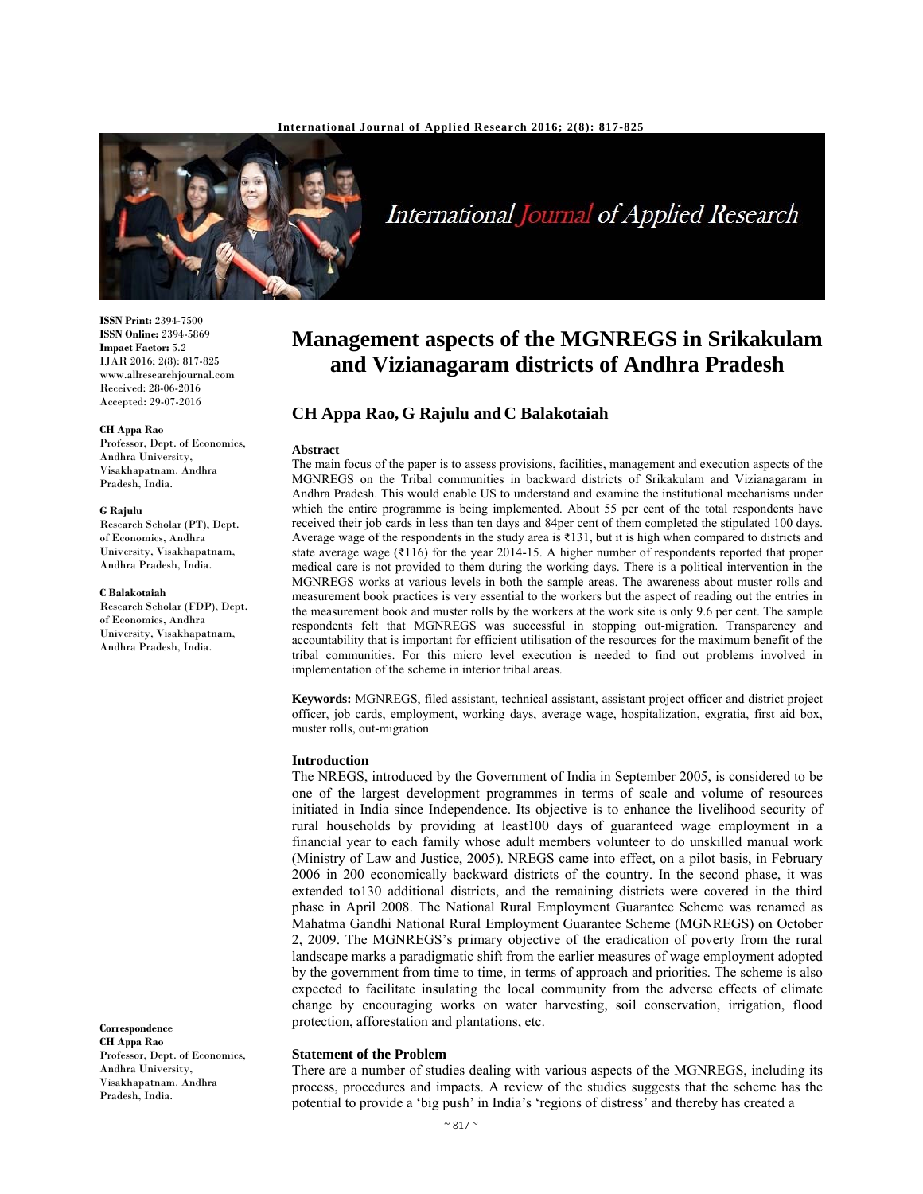# Management aspects of the MGNREGS in Srikakulam and Vizianagaram districts of Andhra Pradesh

**CH Appa Rao, G Rajulu and C Balakotaiah**

ISSN Print: 2394-7500
ISSN Online: 2394-5869
Impact Factor: 5.2
IJAR 2016; 2(8): 817-825
www.allresearchjournal.com
Received: 28-06-2016
Accepted: 29-07-2016

**CH Appa Rao**
Professor, Dept. of Economics, Andhra University, Visakhapatnam. Andhra Pradesh, India.

**G Rajulu**
Research Scholar (PT), Dept. of Economics, Andhra University, Visakhapatnam, Andhra Pradesh, India.

**C Balakotaiah**
Research Scholar (FDP), Dept. of Economics, Andhra University, Visakhapatnam, Andhra Pradesh, India.

**Correspondence**
**CH Appa Rao**
Professor, Dept. of Economics, Andhra University, Visakhapatnam. Andhra Pradesh, India.

### Abstract

The main focus of the paper is to assess provisions, facilities, management and execution aspects of the MGNREGS on the Tribal communities in backward districts of Srikakulam and Vizianagaram in Andhra Pradesh. This would enable US to understand and examine the institutional mechanisms under which the entire programme is being implemented. About 55 per cent of the total respondents have received their job cards in less than ten days and 84per cent of them completed the stipulated 100 days. Average wage of the respondents in the study area is ₹131, but it is high when compared to districts and state average wage (₹116) for the year 2014-15. A higher number of respondents reported that proper medical care is not provided to them during the working days. There is a political intervention in the MGNREGS works at various levels in both the sample areas. The awareness about muster rolls and measurement book practices is very essential to the workers but the aspect of reading out the entries in the measurement book and muster rolls by the workers at the work site is only 9.6 per cent. The sample respondents felt that MGNREGS was successful in stopping out-migration. Transparency and accountability that is important for efficient utilisation of the resources for the maximum benefit of the tribal communities. For this micro level execution is needed to find out problems involved in implementation of the scheme in interior tribal areas.

**Keywords:** MGNREGS, filed assistant, technical assistant, assistant project officer and district project officer, job cards, employment, working days, average wage, hospitalization, exgratia, first aid box, muster rolls, out-migration

### Introduction

The NREGS, introduced by the Government of India in September 2005, is considered to be one of the largest development programmes in terms of scale and volume of resources initiated in India since Independence. Its objective is to enhance the livelihood security of rural households by providing at least100 days of guaranteed wage employment in a financial year to each family whose adult members volunteer to do unskilled manual work (Ministry of Law and Justice, 2005). NREGS came into effect, on a pilot basis, in February 2006 in 200 economically backward districts of the country. In the second phase, it was extended to130 additional districts, and the remaining districts were covered in the third phase in April 2008. The National Rural Employment Guarantee Scheme was renamed as Mahatma Gandhi National Rural Employment Guarantee Scheme (MGNREGS) on October 2, 2009. The MGNREGS's primary objective of the eradication of poverty from the rural landscape marks a paradigmatic shift from the earlier measures of wage employment adopted by the government from time to time, in terms of approach and priorities. The scheme is also expected to facilitate insulating the local community from the adverse effects of climate change by encouraging works on water harvesting, soil conservation, irrigation, flood protection, afforestation and plantations, etc.

### Statement of the Problem

There are a number of studies dealing with various aspects of the MGNREGS, including its process, procedures and impacts. A review of the studies suggests that the scheme has the potential to provide a 'big push' in India's 'regions of distress' and thereby has created a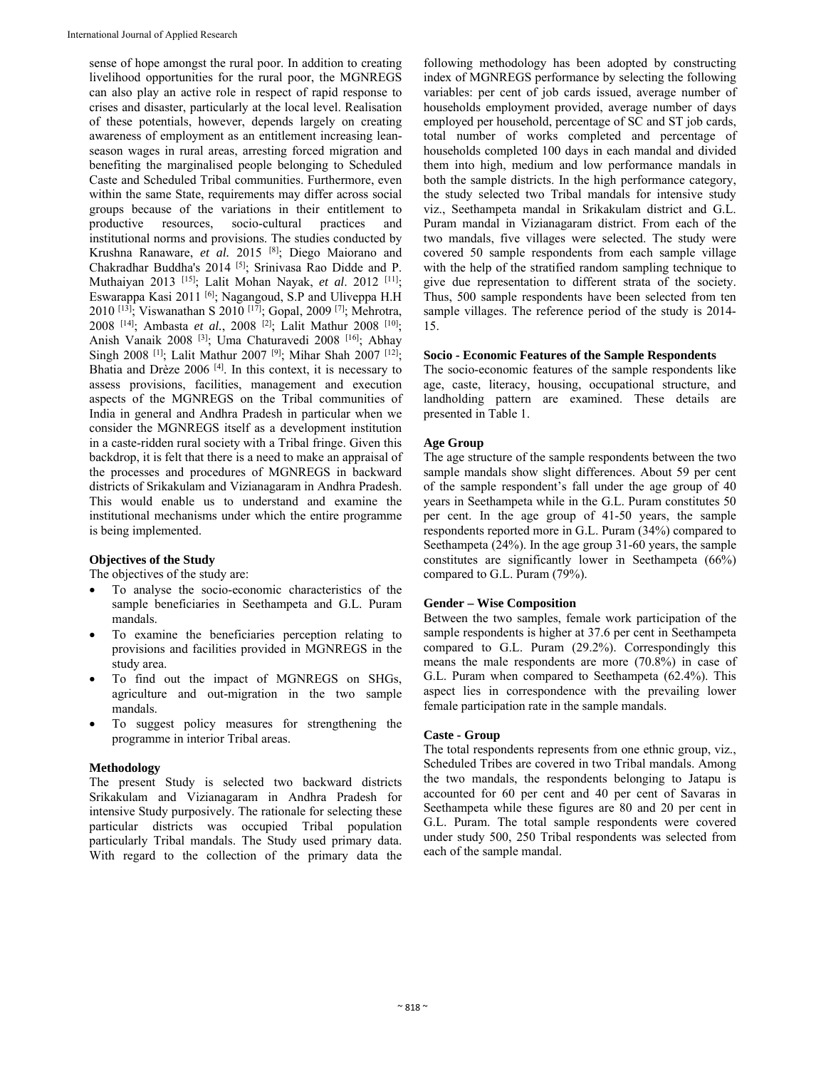sense of hope amongst the rural poor. In addition to creating livelihood opportunities for the rural poor, the MGNREGS can also play an active role in respect of rapid response to crises and disaster, particularly at the local level. Realisation of these potentials, however, depends largely on creating awareness of employment as an entitlement increasing lean-season wages in rural areas, arresting forced migration and benefiting the marginalised people belonging to Scheduled Caste and Scheduled Tribal communities. Furthermore, even within the same State, requirements may differ across social groups because of the variations in their entitlement to productive resources, socio-cultural practices and institutional norms and provisions. The studies conducted by Krushna Ranaware, *et al.* 2015 [8]; Diego Maiorano and Chakradhar Buddha's 2014 [5]; Srinivasa Rao Didde and P. Muthaiyan 2013 [15]; Lalit Mohan Nayak, *et al*. 2012 [11]; Eswarappa Kasi 2011 [6]; Nagangoud, S.P and Uliveppa H.H 2010 [13]; Viswanathan S 2010 [17]; Gopal, 2009 [7]; Mehrotra, 2008 [14]; Ambasta *et al.*, 2008 [2]; Lalit Mathur 2008 [10]; Anish Vanaik 2008 [3]; Uma Chaturavedi 2008 [16]; Abhay Singh 2008 [1]; Lalit Mathur 2007 [9]; Mihar Shah 2007 [12]; Bhatia and Drèze 2006 [4]. In this context, it is necessary to assess provisions, facilities, management and execution aspects of the MGNREGS on the Tribal communities of India in general and Andhra Pradesh in particular when we consider the MGNREGS itself as a development institution in a caste-ridden rural society with a Tribal fringe. Given this backdrop, it is felt that there is a need to make an appraisal of the processes and procedures of MGNREGS in backward districts of Srikakulam and Vizianagaram in Andhra Pradesh. This would enable us to understand and examine the institutional mechanisms under which the entire programme is being implemented.

**Objectives of the Study**

The objectives of the study are:

- To analyse the socio-economic characteristics of the sample beneficiaries in Seethampeta and G.L. Puram mandals.
- To examine the beneficiaries perception relating to provisions and facilities provided in MGNREGS in the study area.
- To find out the impact of MGNREGS on SHGs, agriculture and out-migration in the two sample mandals.
- To suggest policy measures for strengthening the programme in interior Tribal areas.

**Methodology**

The present Study is selected two backward districts Srikakulam and Vizianagaram in Andhra Pradesh for intensive Study purposively. The rationale for selecting these particular districts was occupied Tribal population particularly Tribal mandals. The Study used primary data. With regard to the collection of the primary data the following methodology has been adopted by constructing index of MGNREGS performance by selecting the following variables: per cent of job cards issued, average number of households employment provided, average number of days employed per household, percentage of SC and ST job cards, total number of works completed and percentage of households completed 100 days in each mandal and divided them into high, medium and low performance mandals in both the sample districts. In the high performance category, the study selected two Tribal mandals for intensive study viz., Seethampeta mandal in Srikakulam district and G.L. Puram mandal in Vizianagaram district. From each of the two mandals, five villages were selected. The study were covered 50 sample respondents from each sample village with the help of the stratified random sampling technique to give due representation to different strata of the society. Thus, 500 sample respondents have been selected from ten sample villages. The reference period of the study is 2014-15.

**Socio - Economic Features of the Sample Respondents**

The socio-economic features of the sample respondents like age, caste, literacy, housing, occupational structure, and landholding pattern are examined. These details are presented in Table 1.

**Age Group**

The age structure of the sample respondents between the two sample mandals show slight differences. About 59 per cent of the sample respondent's fall under the age group of 40 years in Seethampeta while in the G.L. Puram constitutes 50 per cent. In the age group of 41-50 years, the sample respondents reported more in G.L. Puram (34%) compared to Seethampeta (24%). In the age group 31-60 years, the sample constitutes are significantly lower in Seethampeta (66%) compared to G.L. Puram (79%).

**Gender – Wise Composition**

Between the two samples, female work participation of the sample respondents is higher at 37.6 per cent in Seethampeta compared to G.L. Puram (29.2%). Correspondingly this means the male respondents are more (70.8%) in case of G.L. Puram when compared to Seethampeta (62.4%). This aspect lies in correspondence with the prevailing lower female participation rate in the sample mandals.

**Caste - Group**

The total respondents represents from one ethnic group, viz., Scheduled Tribes are covered in two Tribal mandals. Among the two mandals, the respondents belonging to Jatapu is accounted for 60 per cent and 40 per cent of Savaras in Seethampeta while these figures are 80 and 20 per cent in G.L. Puram. The total sample respondents were covered under study 500, 250 Tribal respondents was selected from each of the sample mandal.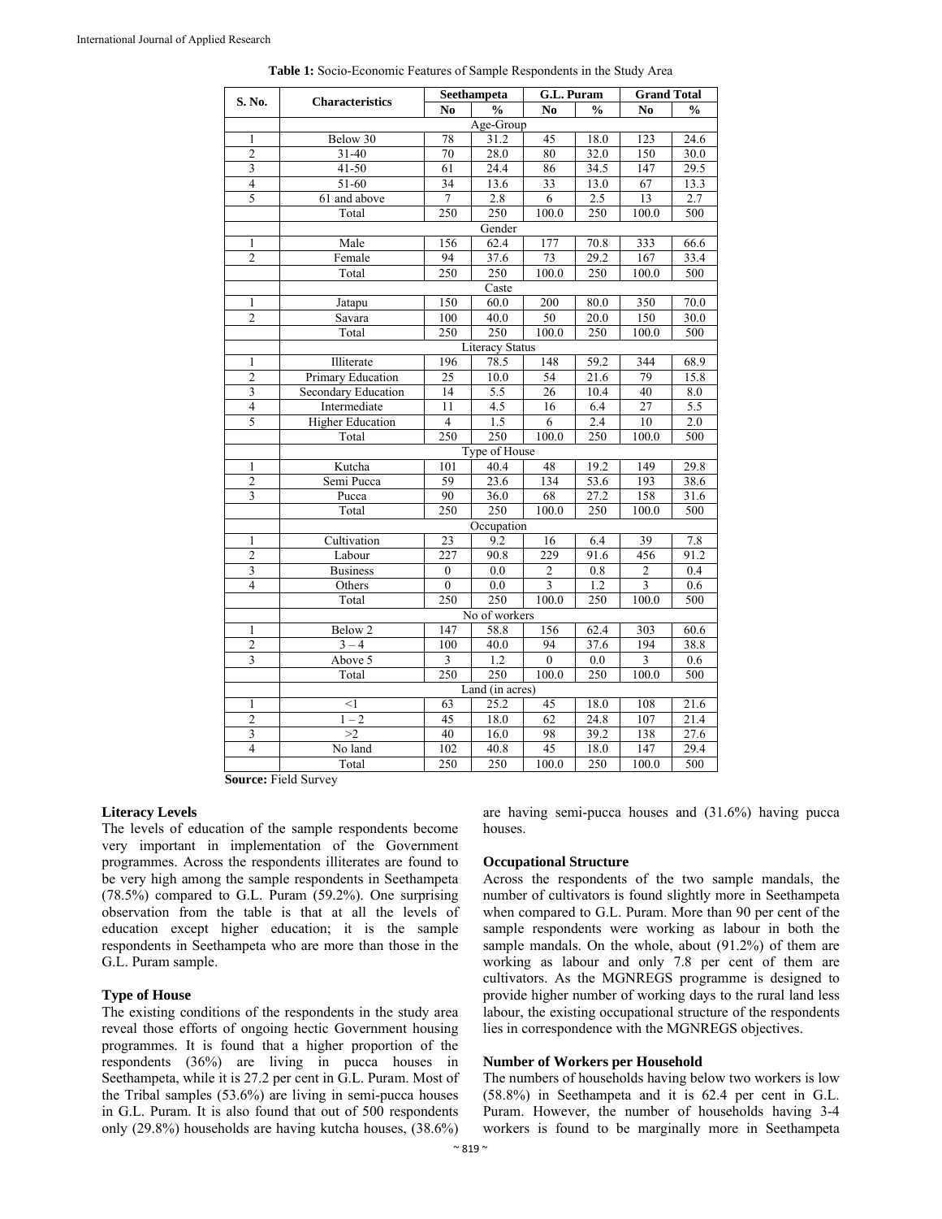**Table 1:** Socio-Economic Features of Sample Respondents in the Study Area

| S. No. | Characteristics | Seethampeta | | G.L. Puram | | Grand Total | |
|---|---|---|---|---|---|---|---|
| | | No | % | No | % | No | % |
| | Age-Group | | | | | | |
| 1 | Below 30 | 78 | 31.2 | 45 | 18.0 | 123 | 24.6 |
| 2 | 31-40 | 70 | 28.0 | 80 | 32.0 | 150 | 30.0 |
| 3 | 41-50 | 61 | 24.4 | 86 | 34.5 | 147 | 29.5 |
| 4 | 51-60 | 34 | 13.6 | 33 | 13.0 | 67 | 13.3 |
| 5 | 61 and above | 7 | 2.8 | 6 | 2.5 | 13 | 2.7 |
| | Total | 250 | 250 | 100.0 | 250 | 100.0 | 500 |
| | Gender | | | | | | |
| 1 | Male | 156 | 62.4 | 177 | 70.8 | 333 | 66.6 |
| 2 | Female | 94 | 37.6 | 73 | 29.2 | 167 | 33.4 |
| | Total | 250 | 250 | 100.0 | 250 | 100.0 | 500 |
| | Caste | | | | | | |
| 1 | Jatapu | 150 | 60.0 | 200 | 80.0 | 350 | 70.0 |
| 2 | Savara | 100 | 40.0 | 50 | 20.0 | 150 | 30.0 |
| | Total | 250 | 250 | 100.0 | 250 | 100.0 | 500 |
| | Literacy Status | | | | | | |
| 1 | Illiterate | 196 | 78.5 | 148 | 59.2 | 344 | 68.9 |
| 2 | Primary Education | 25 | 10.0 | 54 | 21.6 | 79 | 15.8 |
| 3 | Secondary Education | 14 | 5.5 | 26 | 10.4 | 40 | 8.0 |
| 4 | Intermediate | 11 | 4.5 | 16 | 6.4 | 27 | 5.5 |
| 5 | Higher Education | 4 | 1.5 | 6 | 2.4 | 10 | 2.0 |
| | Total | 250 | 250 | 100.0 | 250 | 100.0 | 500 |
| | Type of House | | | | | | |
| 1 | Kutcha | 101 | 40.4 | 48 | 19.2 | 149 | 29.8 |
| 2 | Semi Pucca | 59 | 23.6 | 134 | 53.6 | 193 | 38.6 |
| 3 | Pucca | 90 | 36.0 | 68 | 27.2 | 158 | 31.6 |
| | Total | 250 | 250 | 100.0 | 250 | 100.0 | 500 |
| | Occupation | | | | | | |
| 1 | Cultivation | 23 | 9.2 | 16 | 6.4 | 39 | 7.8 |
| 2 | Labour | 227 | 90.8 | 229 | 91.6 | 456 | 91.2 |
| 3 | Business | 0 | 0.0 | 2 | 0.8 | 2 | 0.4 |
| 4 | Others | 0 | 0.0 | 3 | 1.2 | 3 | 0.6 |
| | Total | 250 | 250 | 100.0 | 250 | 100.0 | 500 |
| | No of workers | | | | | | |
| 1 | Below 2 | 147 | 58.8 | 156 | 62.4 | 303 | 60.6 |
| 2 | 3 – 4 | 100 | 40.0 | 94 | 37.6 | 194 | 38.8 |
| 3 | Above 5 | 3 | 1.2 | 0 | 0.0 | 3 | 0.6 |
| | Total | 250 | 250 | 100.0 | 250 | 100.0 | 500 |
| | Land (in acres) | | | | | | |
| 1 | <1 | 63 | 25.2 | 45 | 18.0 | 108 | 21.6 |
| 2 | 1 – 2 | 45 | 18.0 | 62 | 24.8 | 107 | 21.4 |
| 3 | >2 | 40 | 16.0 | 98 | 39.2 | 138 | 27.6 |
| 4 | No land | 102 | 40.8 | 45 | 18.0 | 147 | 29.4 |
| | Total | 250 | 250 | 100.0 | 250 | 100.0 | 500 |

**Source:** Field Survey

### Literacy Levels

The levels of education of the sample respondents become very important in implementation of the Government programmes. Across the respondents illiterates are found to be very high among the sample respondents in Seethampeta (78.5%) compared to G.L. Puram (59.2%). One surprising observation from the table is that at all the levels of education except higher education; it is the sample respondents in Seethampeta who are more than those in the G.L. Puram sample.

### Type of House

The existing conditions of the respondents in the study area reveal those efforts of ongoing hectic Government housing programmes. It is found that a higher proportion of the respondents (36%) are living in pucca houses in Seethampeta, while it is 27.2 per cent in G.L. Puram. Most of the Tribal samples (53.6%) are living in semi-pucca houses in G.L. Puram. It is also found that out of 500 respondents only (29.8%) households are having kutcha houses, (38.6%) are having semi-pucca houses and (31.6%) having pucca houses.

### Occupational Structure

Across the respondents of the two sample mandals, the number of cultivators is found slightly more in Seethampeta when compared to G.L. Puram. More than 90 per cent of the sample respondents were working as labour in both the sample mandals. On the whole, about (91.2%) of them are working as labour and only 7.8 per cent of them are cultivators. As the MGNREGS programme is designed to provide higher number of working days to the rural land less labour, the existing occupational structure of the respondents lies in correspondence with the MGNREGS objectives.

### Number of Workers per Household

The numbers of households having below two workers is low (58.8%) in Seethampeta and it is 62.4 per cent in G.L. Puram. However, the number of households having 3-4 workers is found to be marginally more in Seethampeta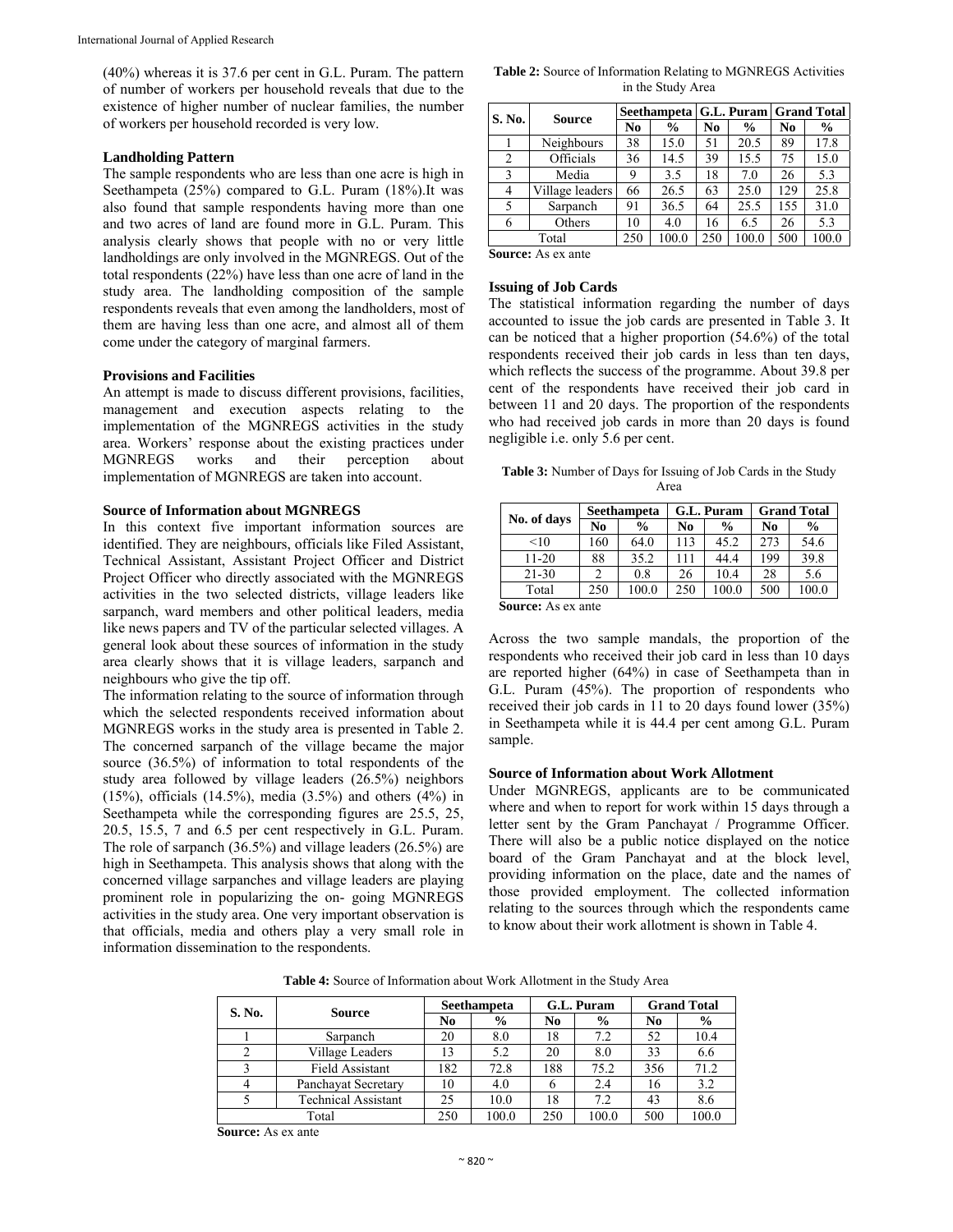(40%) whereas it is 37.6 per cent in G.L. Puram. The pattern of number of workers per household reveals that due to the existence of higher number of nuclear families, the number of workers per household recorded is very low.

### Landholding Pattern

The sample respondents who are less than one acre is high in Seethampeta (25%) compared to G.L. Puram (18%).It was also found that sample respondents having more than one and two acres of land are found more in G.L. Puram. This analysis clearly shows that people with no or very little landholdings are only involved in the MGNREGS. Out of the total respondents (22%) have less than one acre of land in the study area. The landholding composition of the sample respondents reveals that even among the landholders, most of them are having less than one acre, and almost all of them come under the category of marginal farmers.

### Provisions and Facilities

An attempt is made to discuss different provisions, facilities, management and execution aspects relating to the implementation of the MGNREGS activities in the study area. Workers' response about the existing practices under MGNREGS works and their perception about implementation of MGNREGS are taken into account.

### Source of Information about MGNREGS

In this context five important information sources are identified. They are neighbours, officials like Filed Assistant, Technical Assistant, Assistant Project Officer and District Project Officer who directly associated with the MGNREGS activities in the two selected districts, village leaders like sarpanch, ward members and other political leaders, media like news papers and TV of the particular selected villages. A general look about these sources of information in the study area clearly shows that it is village leaders, sarpanch and neighbours who give the tip off.

The information relating to the source of information through which the selected respondents received information about MGNREGS works in the study area is presented in Table 2. The concerned sarpanch of the village became the major source (36.5%) of information to total respondents of the study area followed by village leaders (26.5%) neighbors (15%), officials (14.5%), media (3.5%) and others (4%) in Seethampeta while the corresponding figures are 25.5, 25, 20.5, 15.5, 7 and 6.5 per cent respectively in G.L. Puram. The role of sarpanch (36.5%) and village leaders (26.5%) are high in Seethampeta. This analysis shows that along with the concerned village sarpanches and village leaders are playing prominent role in popularizing the on- going MGNREGS activities in the study area. One very important observation is that officials, media and others play a very small role in information dissemination to the respondents.

**Table 2:** Source of Information Relating to MGNREGS Activities in the Study Area

| S. No. | Source | Seethampeta | | G.L. Puram | | Grand Total | |
|---|---|---|---|---|---|---|---|
| | | No | % | No | % | No | % |
| 1 | Neighbours | 38 | 15.0 | 51 | 20.5 | 89 | 17.8 |
| 2 | Officials | 36 | 14.5 | 39 | 15.5 | 75 | 15.0 |
| 3 | Media | 9 | 3.5 | 18 | 7.0 | 26 | 5.3 |
| 4 | Village leaders | 66 | 26.5 | 63 | 25.0 | 129 | 25.8 |
| 5 | Sarpanch | 91 | 36.5 | 64 | 25.5 | 155 | 31.0 |
| 6 | Others | 10 | 4.0 | 16 | 6.5 | 26 | 5.3 |
| Total | | 250 | 100.0 | 250 | 100.0 | 500 | 100.0 |

**Source:** As ex ante

### Issuing of Job Cards

The statistical information regarding the number of days accounted to issue the job cards are presented in Table 3. It can be noticed that a higher proportion (54.6%) of the total respondents received their job cards in less than ten days, which reflects the success of the programme. About 39.8 per cent of the respondents have received their job card in between 11 and 20 days. The proportion of the respondents who had received job cards in more than 20 days is found negligible i.e. only 5.6 per cent.

**Table 3:** Number of Days for Issuing of Job Cards in the Study Area

| No. of days | Seethampeta | | G.L. Puram | | Grand Total | |
|---|---|---|---|---|---|---|
| | No | % | No | % | No | % |
| <10 | 160 | 64.0 | 113 | 45.2 | 273 | 54.6 |
| 11-20 | 88 | 35.2 | 111 | 44.4 | 199 | 39.8 |
| 21-30 | 2 | 0.8 | 26 | 10.4 | 28 | 5.6 |
| Total | 250 | 100.0 | 250 | 100.0 | 500 | 100.0 |

**Source:** As ex ante

Across the two sample mandals, the proportion of the respondents who received their job card in less than 10 days are reported higher (64%) in case of Seethampeta than in G.L. Puram (45%). The proportion of respondents who received their job cards in 11 to 20 days found lower (35%) in Seethampeta while it is 44.4 per cent among G.L. Puram sample.

### Source of Information about Work Allotment

Under MGNREGS, applicants are to be communicated where and when to report for work within 15 days through a letter sent by the Gram Panchayat / Programme Officer. There will also be a public notice displayed on the notice board of the Gram Panchayat and at the block level, providing information on the place, date and the names of those provided employment. The collected information relating to the sources through which the respondents came to know about their work allotment is shown in Table 4.

**Table 4:** Source of Information about Work Allotment in the Study Area

| S. No. | Source | Seethampeta | | G.L. Puram | | Grand Total | |
|---|---|---|---|---|---|---|---|
| | | No | % | No | % | No | % |
| 1 | Sarpanch | 20 | 8.0 | 18 | 7.2 | 52 | 10.4 |
| 2 | Village Leaders | 13 | 5.2 | 20 | 8.0 | 33 | 6.6 |
| 3 | Field Assistant | 182 | 72.8 | 188 | 75.2 | 356 | 71.2 |
| 4 | Panchayat Secretary | 10 | 4.0 | 6 | 2.4 | 16 | 3.2 |
| 5 | Technical Assistant | 25 | 10.0 | 18 | 7.2 | 43 | 8.6 |
| Total | | 250 | 100.0 | 250 | 100.0 | 500 | 100.0 |

**Source:** As ex ante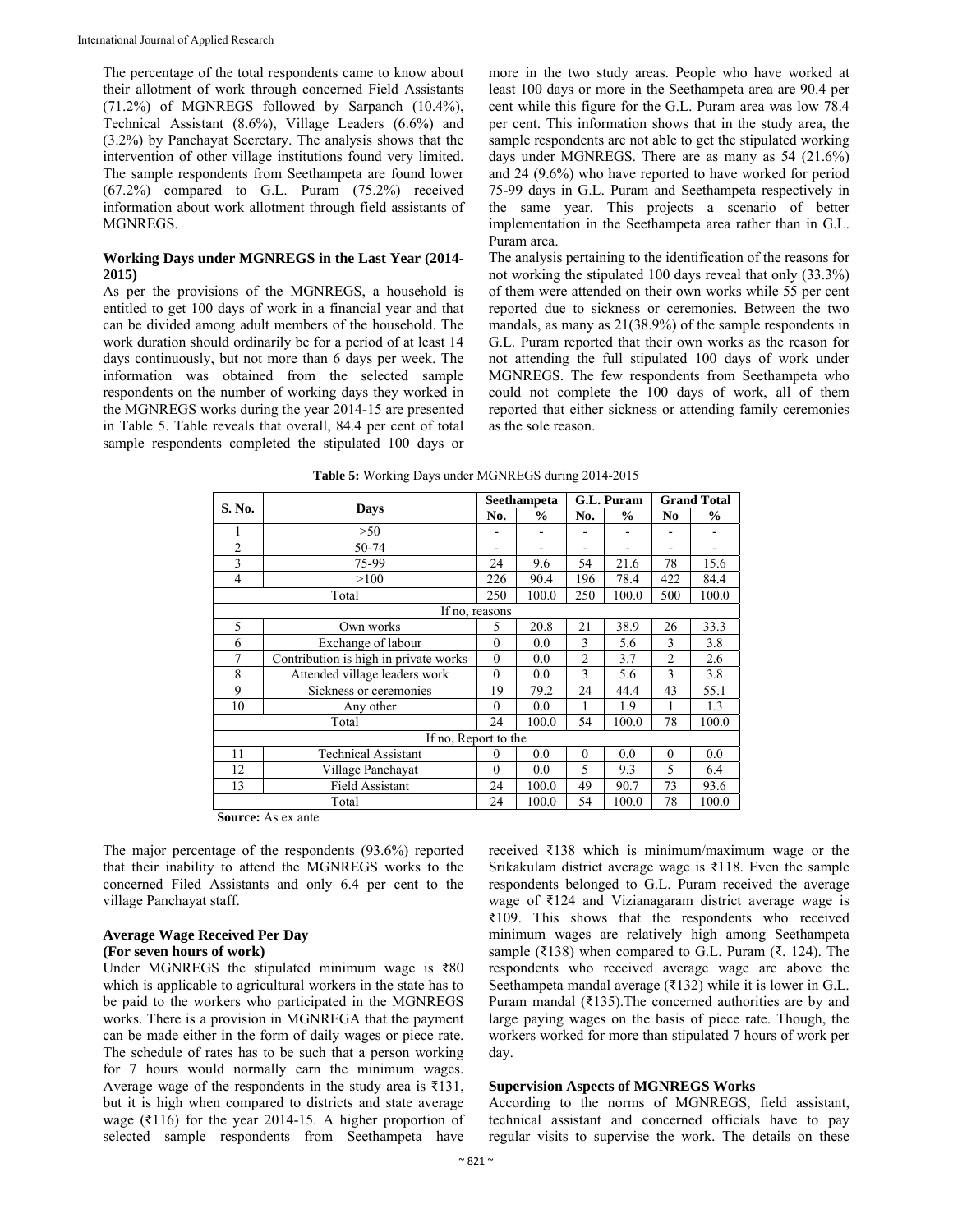The percentage of the total respondents came to know about their allotment of work through concerned Field Assistants (71.2%) of MGNREGS followed by Sarpanch (10.4%), Technical Assistant (8.6%), Village Leaders (6.6%) and (3.2%) by Panchayat Secretary. The analysis shows that the intervention of other village institutions found very limited. The sample respondents from Seethampeta are found lower (67.2%) compared to G.L. Puram (75.2%) received information about work allotment through field assistants of MGNREGS.

### Working Days under MGNREGS in the Last Year (2014-2015)

As per the provisions of the MGNREGS, a household is entitled to get 100 days of work in a financial year and that can be divided among adult members of the household. The work duration should ordinarily be for a period of at least 14 days continuously, but not more than 6 days per week. The information was obtained from the selected sample respondents on the number of working days they worked in the MGNREGS works during the year 2014-15 are presented in Table 5. Table reveals that overall, 84.4 per cent of total sample respondents completed the stipulated 100 days or more in the two study areas. People who have worked at least 100 days or more in the Seethampeta area are 90.4 per cent while this figure for the G.L. Puram area was low 78.4 per cent. This information shows that in the study area, the sample respondents are not able to get the stipulated working days under MGNREGS. There are as many as 54 (21.6%) and 24 (9.6%) who have reported to have worked for period 75-99 days in G.L. Puram and Seethampeta respectively in the same year. This projects a scenario of better implementation in the Seethampeta area rather than in G.L. Puram area.

The analysis pertaining to the identification of the reasons for not working the stipulated 100 days reveal that only (33.3%) of them were attended on their own works while 55 per cent reported due to sickness or ceremonies. Between the two mandals, as many as 21(38.9%) of the sample respondents in G.L. Puram reported that their own works as the reason for not attending the full stipulated 100 days of work under MGNREGS. The few respondents from Seethampeta who could not complete the 100 days of work, all of them reported that either sickness or attending family ceremonies as the sole reason.

**Table 5:** Working Days under MGNREGS during 2014-2015

| S. No. | Days | Seethampeta | | G.L. Puram | | Grand Total | |
|---|---|---|---|---|---|---|---|
| | | No. | % | No. | % | No | % |
| 1 | >50 | - | - | - | - | - | - |
| 2 | 50-74 | - | - | - | - | - | - |
| 3 | 75-99 | 24 | 9.6 | 54 | 21.6 | 78 | 15.6 |
| 4 | >100 | 226 | 90.4 | 196 | 78.4 | 422 | 84.4 |
| | Total | 250 | 100.0 | 250 | 100.0 | 500 | 100.0 |
| If no, reasons | | | | | | | |
| 5 | Own works | 5 | 20.8 | 21 | 38.9 | 26 | 33.3 |
| 6 | Exchange of labour | 0 | 0.0 | 3 | 5.6 | 3 | 3.8 |
| 7 | Contribution is high in private works | 0 | 0.0 | 2 | 3.7 | 2 | 2.6 |
| 8 | Attended village leaders work | 0 | 0.0 | 3 | 5.6 | 3 | 3.8 |
| 9 | Sickness or ceremonies | 19 | 79.2 | 24 | 44.4 | 43 | 55.1 |
| 10 | Any other | 0 | 0.0 | 1 | 1.9 | 1 | 1.3 |
| | Total | 24 | 100.0 | 54 | 100.0 | 78 | 100.0 |
| If no, Report to the | | | | | | | |
| 11 | Technical Assistant | 0 | 0.0 | 0 | 0.0 | 0 | 0.0 |
| 12 | Village Panchayat | 0 | 0.0 | 5 | 9.3 | 5 | 6.4 |
| 13 | Field Assistant | 24 | 100.0 | 49 | 90.7 | 73 | 93.6 |
| | Total | 24 | 100.0 | 54 | 100.0 | 78 | 100.0 |

**Source:** As ex ante

The major percentage of the respondents (93.6%) reported that their inability to attend the MGNREGS works to the concerned Filed Assistants and only 6.4 per cent to the village Panchayat staff.

### Average Wage Received Per Day
### (For seven hours of work)

Under MGNREGS the stipulated minimum wage is ₹80 which is applicable to agricultural workers in the state has to be paid to the workers who participated in the MGNREGS works. There is a provision in MGNREGA that the payment can be made either in the form of daily wages or piece rate. The schedule of rates has to be such that a person working for 7 hours would normally earn the minimum wages. Average wage of the respondents in the study area is ₹131, but it is high when compared to districts and state average wage (₹116) for the year 2014-15. A higher proportion of selected sample respondents from Seethampeta have received ₹138 which is minimum/maximum wage or the Srikakulam district average wage is ₹118. Even the sample respondents belonged to G.L. Puram received the average wage of ₹124 and Vizianagaram district average wage is ₹109. This shows that the respondents who received minimum wages are relatively high among Seethampeta sample (₹138) when compared to G.L. Puram (₹. 124). The respondents who received average wage are above the Seethampeta mandal average (₹132) while it is lower in G.L. Puram mandal (₹135).The concerned authorities are by and large paying wages on the basis of piece rate. Though, the workers worked for more than stipulated 7 hours of work per day.

### Supervision Aspects of MGNREGS Works

According to the norms of MGNREGS, field assistant, technical assistant and concerned officials have to pay regular visits to supervise the work. The details on these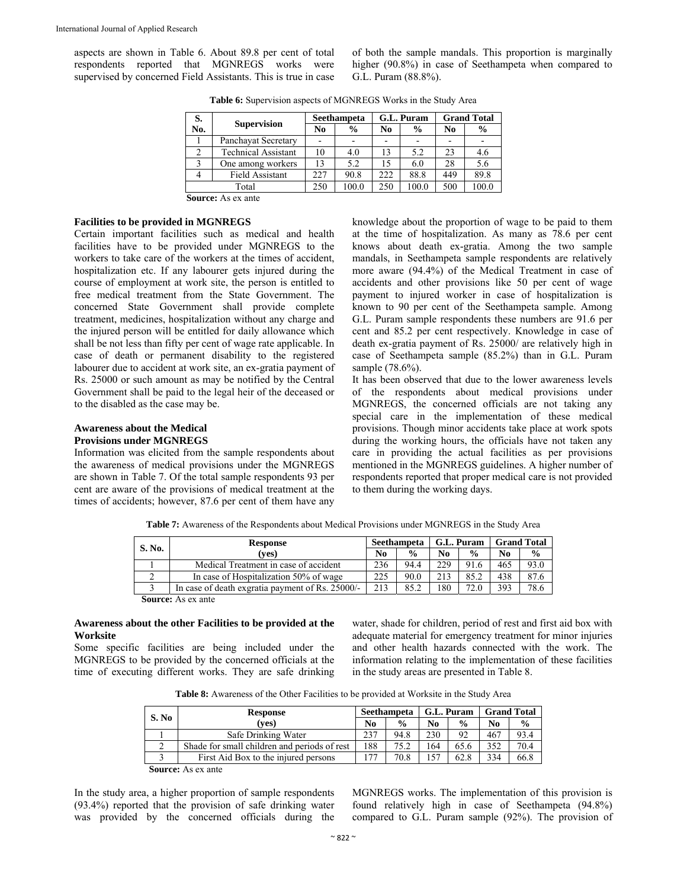aspects are shown in Table 6. About 89.8 per cent of total respondents reported that MGNREGS works were supervised by concerned Field Assistants. This is true in case of both the sample mandals. This proportion is marginally higher (90.8%) in case of Seethampeta when compared to G.L. Puram (88.8%).

**Table 6:** Supervision aspects of MGNREGS Works in the Study Area

| S. No. | Supervision | Seethampeta | | G.L. Puram | | Grand Total | |
|---|---|---|---|---|---|---|---|
| | | No | % | No | % | No | % |
| 1 | Panchayat Secretary | - | - | - | - | - | - |
| 2 | Technical Assistant | 10 | 4.0 | 13 | 5.2 | 23 | 4.6 |
| 3 | One among workers | 13 | 5.2 | 15 | 6.0 | 28 | 5.6 |
| 4 | Field Assistant | 227 | 90.8 | 222 | 88.8 | 449 | 89.8 |
| | Total | 250 | 100.0 | 250 | 100.0 | 500 | 100.0 |

**Source:** As ex ante

### Facilities to be provided in MGNREGS

Certain important facilities such as medical and health facilities have to be provided under MGNREGS to the workers to take care of the workers at the times of accident, hospitalization etc. If any labourer gets injured during the course of employment at work site, the person is entitled to free medical treatment from the State Government. The concerned State Government shall provide complete treatment, medicines, hospitalization without any charge and the injured person will be entitled for daily allowance which shall be not less than fifty per cent of wage rate applicable. In case of death or permanent disability to the registered labourer due to accident at work site, an ex-gratia payment of Rs. 25000 or such amount as may be notified by the Central Government shall be paid to the legal heir of the deceased or to the disabled as the case may be.

### Awareness about the Medical Provisions under MGNREGS

Information was elicited from the sample respondents about the awareness of medical provisions under the MGNREGS are shown in Table 7. Of the total sample respondents 93 per cent are aware of the provisions of medical treatment at the times of accidents; however, 87.6 per cent of them have any knowledge about the proportion of wage to be paid to them at the time of hospitalization. As many as 78.6 per cent knows about death ex-gratia. Among the two sample mandals, in Seethampeta sample respondents are relatively more aware (94.4%) of the Medical Treatment in case of accidents and other provisions like 50 per cent of wage payment to injured worker in case of hospitalization is known to 90 per cent of the Seethampeta sample. Among G.L. Puram sample respondents these numbers are 91.6 per cent and 85.2 per cent respectively. Knowledge in case of death ex-gratia payment of Rs. 25000/ are relatively high in case of Seethampeta sample (85.2%) than in G.L. Puram sample (78.6%).

It has been observed that due to the lower awareness levels of the respondents about medical provisions under MGNREGS, the concerned officials are not taking any special care in the implementation of these medical provisions. Though minor accidents take place at work spots during the working hours, the officials have not taken any care in providing the actual facilities as per provisions mentioned in the MGNREGS guidelines. A higher number of respondents reported that proper medical care is not provided to them during the working days.

**Table 7:** Awareness of the Respondents about Medical Provisions under MGNREGS in the Study Area

| S. No. | Response (yes) | Seethampeta | | G.L. Puram | | Grand Total | |
|---|---|---|---|---|---|---|---|
| | | No | % | No | % | No | % |
| 1 | Medical Treatment in case of accident | 236 | 94.4 | 229 | 91.6 | 465 | 93.0 |
| 2 | In case of Hospitalization 50% of wage | 225 | 90.0 | 213 | 85.2 | 438 | 87.6 |
| 3 | In case of death exgratia payment of Rs. 25000/- | 213 | 85.2 | 180 | 72.0 | 393 | 78.6 |

**Source:** As ex ante

### Awareness about the other Facilities to be provided at the Worksite

Some specific facilities are being included under the MGNREGS to be provided by the concerned officials at the time of executing different works. They are safe drinking water, shade for children, period of rest and first aid box with adequate material for emergency treatment for minor injuries and other health hazards connected with the work. The information relating to the implementation of these facilities in the study areas are presented in Table 8.

**Table 8:** Awareness of the Other Facilities to be provided at Worksite in the Study Area

| S. No | Response (yes) | Seethampeta | | G.L. Puram | | Grand Total | |
|---|---|---|---|---|---|---|---|
| | | No | % | No | % | No | % |
| 1 | Safe Drinking Water | 237 | 94.8 | 230 | 92 | 467 | 93.4 |
| 2 | Shade for small children and periods of rest | 188 | 75.2 | 164 | 65.6 | 352 | 70.4 |
| 3 | First Aid Box to the injured persons | 177 | 70.8 | 157 | 62.8 | 334 | 66.8 |

**Source:** As ex ante

In the study area, a higher proportion of sample respondents (93.4%) reported that the provision of safe drinking water was provided by the concerned officials during the MGNREGS works. The implementation of this provision is found relatively high in case of Seethampeta (94.8%) compared to G.L. Puram sample (92%). The provision of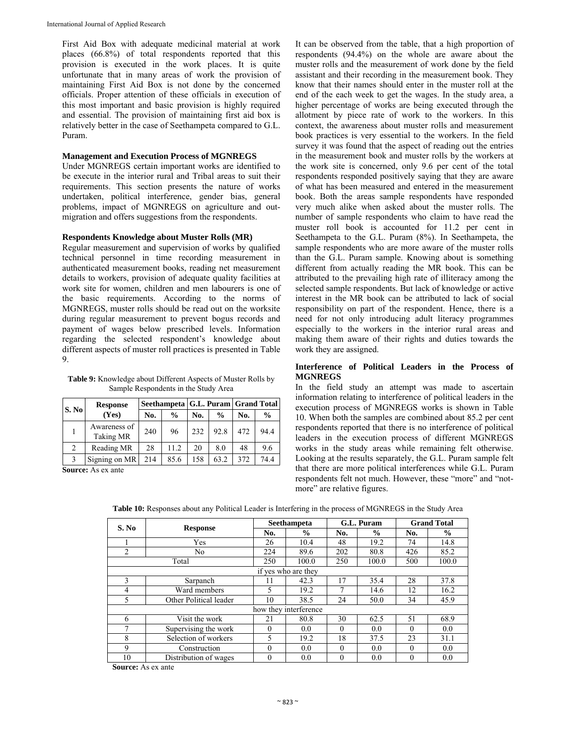First Aid Box with adequate medicinal material at work places (66.8%) of total respondents reported that this provision is executed in the work places. It is quite unfortunate that in many areas of work the provision of maintaining First Aid Box is not done by the concerned officials. Proper attention of these officials in execution of this most important and basic provision is highly required and essential. The provision of maintaining first aid box is relatively better in the case of Seethampeta compared to G.L. Puram.

**Management and Execution Process of MGNREGS**

Under MGNREGS certain important works are identified to be execute in the interior rural and Tribal areas to suit their requirements. This section presents the nature of works undertaken, political interference, gender bias, general problems, impact of MGNREGS on agriculture and out-migration and offers suggestions from the respondents.

**Respondents Knowledge about Muster Rolls (MR)**

Regular measurement and supervision of works by qualified technical personnel in time recording measurement in authenticated measurement books, reading net measurement details to workers, provision of adequate quality facilities at work site for women, children and men labourers is one of the basic requirements. According to the norms of MGNREGS, muster rolls should be read out on the worksite during regular measurement to prevent bogus records and payment of wages below prescribed levels. Information regarding the selected respondent's knowledge about different aspects of muster roll practices is presented in Table 9.

**Table 9:** Knowledge about Different Aspects of Muster Rolls by Sample Respondents in the Study Area

| S. No | Response (Yes) | Seethampeta | | G.L. Puram | | Grand Total | |
|---|---|---|---|---|---|---|---|
| | | No. | % | No. | % | No. | % |
| 1 | Awareness of Taking MR | 240 | 96 | 232 | 92.8 | 472 | 94.4 |
| 2 | Reading MR | 28 | 11.2 | 20 | 8.0 | 48 | 9.6 |
| 3 | Signing on MR | 214 | 85.6 | 158 | 63.2 | 372 | 74.4 |

**Source:** As ex ante

It can be observed from the table, that a high proportion of respondents (94.4%) on the whole are aware about the muster rolls and the measurement of work done by the field assistant and their recording in the measurement book. They know that their names should enter in the muster roll at the end of the each week to get the wages. In the study area, a higher percentage of works are being executed through the allotment by piece rate of work to the workers. In this context, the awareness about muster rolls and measurement book practices is very essential to the workers. In the field survey it was found that the aspect of reading out the entries in the measurement book and muster rolls by the workers at the work site is concerned, only 9.6 per cent of the total respondents responded positively saying that they are aware of what has been measured and entered in the measurement book. Both the areas sample respondents have responded very much alike when asked about the muster rolls. The number of sample respondents who claim to have read the muster roll book is accounted for 11.2 per cent in Seethampeta to the G.L. Puram (8%). In Seethampeta, the sample respondents who are more aware of the muster rolls than the G.L. Puram sample. Knowing about is something different from actually reading the MR book. This can be attributed to the prevailing high rate of illiteracy among the selected sample respondents. But lack of knowledge or active interest in the MR book can be attributed to lack of social responsibility on part of the respondent. Hence, there is a need for not only introducing adult literacy programmes especially to the workers in the interior rural areas and making them aware of their rights and duties towards the work they are assigned.

**Interference of Political Leaders in the Process of MGNREGS**

In the field study an attempt was made to ascertain information relating to interference of political leaders in the execution process of MGNREGS works is shown in Table 10. When both the samples are combined about 85.2 per cent respondents reported that there is no interference of political leaders in the execution process of different MGNREGS works in the study areas while remaining felt otherwise. Looking at the results separately, the G.L. Puram sample felt that there are more political interferences while G.L. Puram respondents felt not much. However, these "more" and "not-more" are relative figures.

**Table 10:** Responses about any Political Leader is Interfering in the process of MGNREGS in the Study Area

| S. No | Response | Seethampeta | | G.L. Puram | | Grand Total | |
|---|---|---|---|---|---|---|---|
| | | No. | % | No. | % | No. | % |
| 1 | Yes | 26 | 10.4 | 48 | 19.2 | 74 | 14.8 |
| 2 | No | 224 | 89.6 | 202 | 80.8 | 426 | 85.2 |
| Total | | 250 | 100.0 | 250 | 100.0 | 500 | 100.0 |
| if yes who are they | | | | | | | |
| 3 | Sarpanch | 11 | 42.3 | 17 | 35.4 | 28 | 37.8 |
| 4 | Ward members | 5 | 19.2 | 7 | 14.6 | 12 | 16.2 |
| 5 | Other Political leader | 10 | 38.5 | 24 | 50.0 | 34 | 45.9 |
| how they interference | | | | | | | |
| 6 | Visit the work | 21 | 80.8 | 30 | 62.5 | 51 | 68.9 |
| 7 | Supervising the work | 0 | 0.0 | 0 | 0.0 | 0 | 0.0 |
| 8 | Selection of workers | 5 | 19.2 | 18 | 37.5 | 23 | 31.1 |
| 9 | Construction | 0 | 0.0 | 0 | 0.0 | 0 | 0.0 |
| 10 | Distribution of wages | 0 | 0.0 | 0 | 0.0 | 0 | 0.0 |

**Source:** As ex ante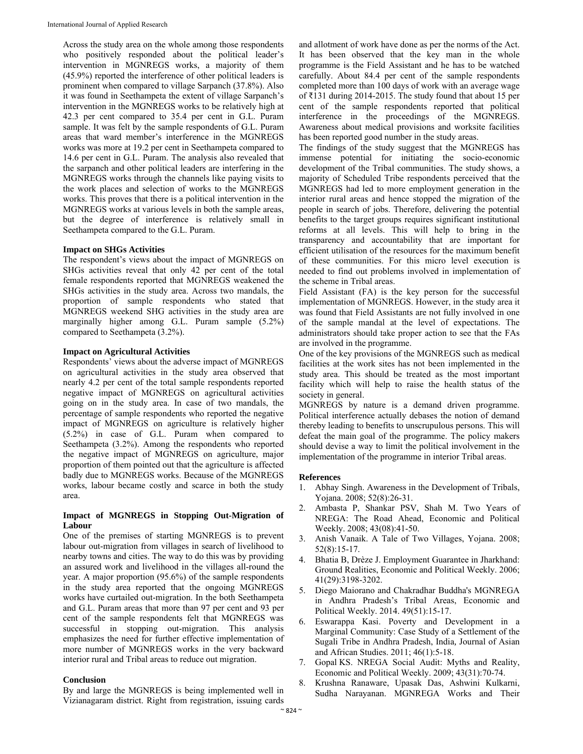Across the study area on the whole among those respondents who positively responded about the political leader's intervention in MGNREGS works, a majority of them (45.9%) reported the interference of other political leaders is prominent when compared to village Sarpanch (37.8%). Also it was found in Seethampeta the extent of village Sarpanch's intervention in the MGNREGS works to be relatively high at 42.3 per cent compared to 35.4 per cent in G.L. Puram sample. It was felt by the sample respondents of G.L. Puram areas that ward member's interference in the MGNREGS works was more at 19.2 per cent in Seethampeta compared to 14.6 per cent in G.L. Puram. The analysis also revealed that the sarpanch and other political leaders are interfering in the MGNREGS works through the channels like paying visits to the work places and selection of works to the MGNREGS works. This proves that there is a political intervention in the MGNREGS works at various levels in both the sample areas, but the degree of interference is relatively small in Seethampeta compared to the G.L. Puram.

**Impact on SHGs Activities**

The respondent's views about the impact of MGNREGS on SHGs activities reveal that only 42 per cent of the total female respondents reported that MGNREGS weakened the SHGs activities in the study area. Across two mandals, the proportion of sample respondents who stated that MGNREGS weekend SHG activities in the study area are marginally higher among G.L. Puram sample (5.2%) compared to Seethampeta (3.2%).

**Impact on Agricultural Activities**

Respondents' views about the adverse impact of MGNREGS on agricultural activities in the study area observed that nearly 4.2 per cent of the total sample respondents reported negative impact of MGNREGS on agricultural activities going on in the study area. In case of two mandals, the percentage of sample respondents who reported the negative impact of MGNREGS on agriculture is relatively higher (5.2%) in case of G.L. Puram when compared to Seethampeta (3.2%). Among the respondents who reported the negative impact of MGNREGS on agriculture, major proportion of them pointed out that the agriculture is affected badly due to MGNREGS works. Because of the MGNREGS works, labour became costly and scarce in both the study area.

**Impact of MGNREGS in Stopping Out-Migration of Labour**

One of the premises of starting MGNREGS is to prevent labour out-migration from villages in search of livelihood to nearby towns and cities. The way to do this was by providing an assured work and livelihood in the villages all-round the year. A major proportion (95.6%) of the sample respondents in the study area reported that the ongoing MGNREGS works have curtailed out-migration. In the both Seethampeta and G.L. Puram areas that more than 97 per cent and 93 per cent of the sample respondents felt that MGNREGS was successful in stopping out-migration. This analysis emphasizes the need for further effective implementation of more number of MGNREGS works in the very backward interior rural and Tribal areas to reduce out migration.

**Conclusion**

By and large the MGNREGS is being implemented well in Vizianagaram district. Right from registration, issuing cards and allotment of work have done as per the norms of the Act. It has been observed that the key man in the whole programme is the Field Assistant and he has to be watched carefully. About 84.4 per cent of the sample respondents completed more than 100 days of work with an average wage of ₹131 during 2014-2015. The study found that about 15 per cent of the sample respondents reported that political interference in the proceedings of the MGNREGS. Awareness about medical provisions and worksite facilities has been reported good number in the study areas.

The findings of the study suggest that the MGNREGS has immense potential for initiating the socio-economic development of the Tribal communities. The study shows, a majority of Scheduled Tribe respondents perceived that the MGNREGS had led to more employment generation in the interior rural areas and hence stopped the migration of the people in search of jobs. Therefore, delivering the potential benefits to the target groups requires significant institutional reforms at all levels. This will help to bring in the transparency and accountability that are important for efficient utilisation of the resources for the maximum benefit of these communities. For this micro level execution is needed to find out problems involved in implementation of the scheme in Tribal areas.

Field Assistant (FA) is the key person for the successful implementation of MGNREGS. However, in the study area it was found that Field Assistants are not fully involved in one of the sample mandal at the level of expectations. The administrators should take proper action to see that the FAs are involved in the programme.

One of the key provisions of the MGNREGS such as medical facilities at the work sites has not been implemented in the study area. This should be treated as the most important facility which will help to raise the health status of the society in general.

MGNREGS by nature is a demand driven programme. Political interference actually debases the notion of demand thereby leading to benefits to unscrupulous persons. This will defeat the main goal of the programme. The policy makers should devise a way to limit the political involvement in the implementation of the programme in interior Tribal areas.

**References**

1. Abhay Singh. Awareness in the Development of Tribals, Yojana. 2008; 52(8):26-31.
2. Ambasta P, Shankar PSV, Shah M. Two Years of NREGA: The Road Ahead, Economic and Political Weekly. 2008; 43(08):41-50.
3. Anish Vanaik. A Tale of Two Villages, Yojana. 2008; 52(8):15-17.
4. Bhatia B, Drèze J. Employment Guarantee in Jharkhand: Ground Realities, Economic and Political Weekly. 2006; 41(29):3198-3202.
5. Diego Maiorano and Chakradhar Buddha's MGNREGA in Andhra Pradesh's Tribal Areas, Economic and Political Weekly. 2014. 49(51):15-17.
6. Eswarappa Kasi. Poverty and Development in a Marginal Community: Case Study of a Settlement of the Sugali Tribe in Andhra Pradesh, India, Journal of Asian and African Studies. 2011; 46(1):5-18.
7. Gopal KS. NREGA Social Audit: Myths and Reality, Economic and Political Weekly. 2009; 43(31):70-74.
8. Krushna Ranaware, Upasak Das, Ashwini Kulkarni, Sudha Narayanan. MGNREGA Works and Their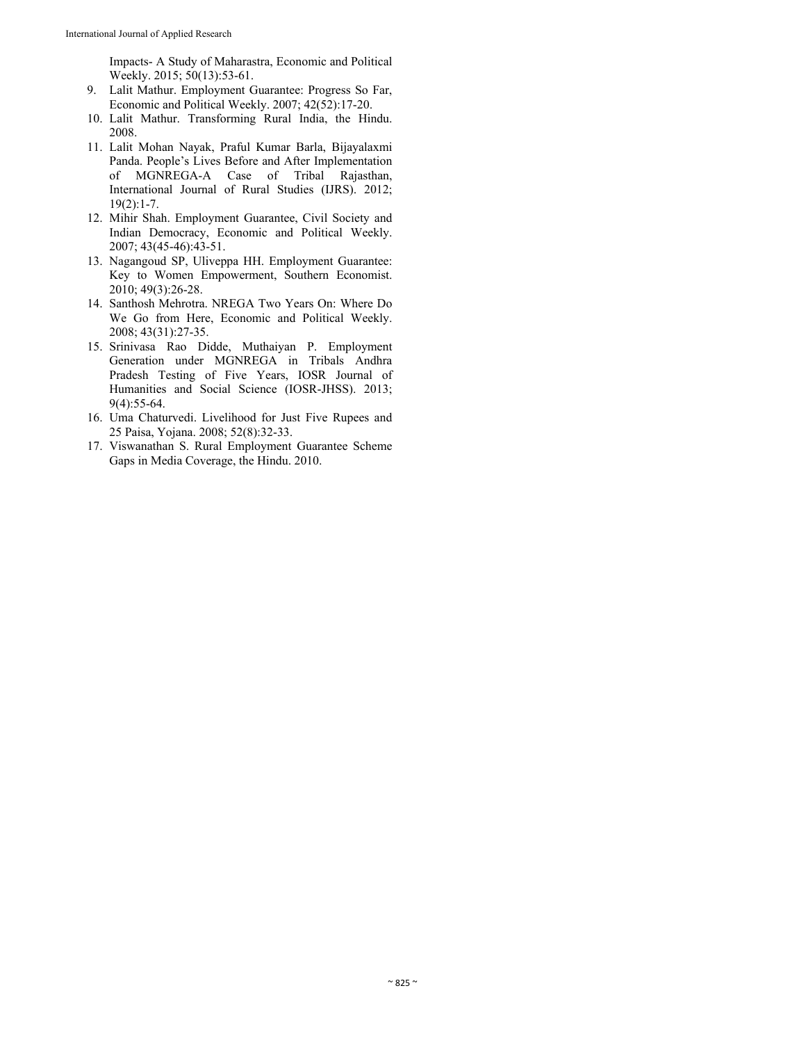Impacts- A Study of Maharastra, Economic and Political Weekly. 2015; 50(13):53-61.

9. Lalit Mathur. Employment Guarantee: Progress So Far, Economic and Political Weekly. 2007; 42(52):17-20.
10. Lalit Mathur. Transforming Rural India, the Hindu. 2008.
11. Lalit Mohan Nayak, Praful Kumar Barla, Bijayalaxmi Panda. People's Lives Before and After Implementation of MGNREGA-A Case of Tribal Rajasthan, International Journal of Rural Studies (IJRS). 2012; 19(2):1-7.
12. Mihir Shah. Employment Guarantee, Civil Society and Indian Democracy, Economic and Political Weekly. 2007; 43(45-46):43-51.
13. Nagangoud SP, Uliveppa HH. Employment Guarantee: Key to Women Empowerment, Southern Economist. 2010; 49(3):26-28.
14. Santhosh Mehrotra. NREGA Two Years On: Where Do We Go from Here, Economic and Political Weekly. 2008; 43(31):27-35.
15. Srinivasa Rao Didde, Muthaiyan P. Employment Generation under MGNREGA in Tribals Andhra Pradesh Testing of Five Years, IOSR Journal of Humanities and Social Science (IOSR-JHSS). 2013; 9(4):55-64.
16. Uma Chaturvedi. Livelihood for Just Five Rupees and 25 Paisa, Yojana. 2008; 52(8):32-33.
17. Viswanathan S. Rural Employment Guarantee Scheme Gaps in Media Coverage, the Hindu. 2010.